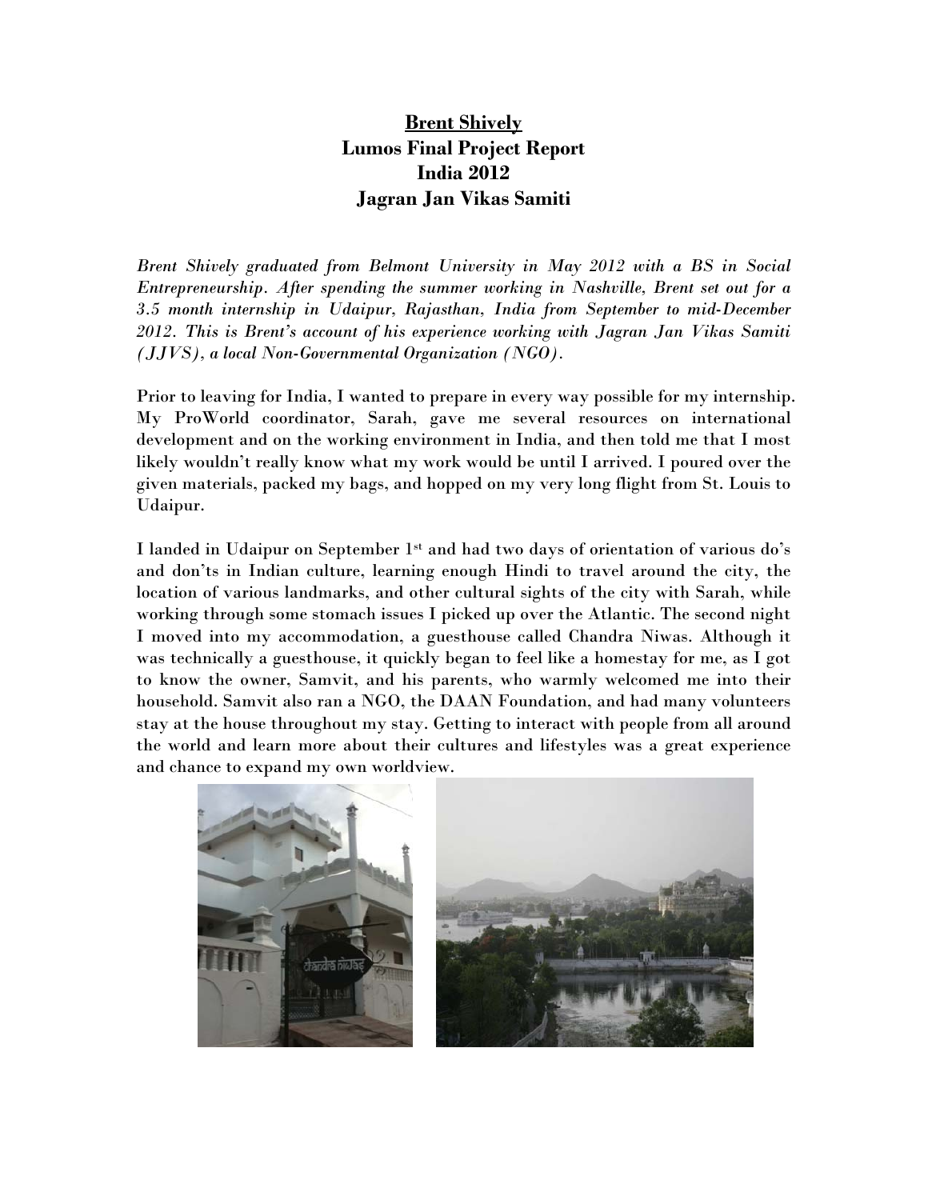# Brent Shively
## Lumos Final Project Report
## India 2012
## Jagran Jan Vikas Samiti

*Brent Shively graduated from Belmont University in May 2012 with a BS in Social Entrepreneurship. After spending the summer working in Nashville, Brent set out for a 3.5 month internship in Udaipur, Rajasthan, India from September to mid-December 2012. This is Brent's account of his experience working with Jagran Jan Vikas Samiti (JJVS), a local Non-Governmental Organization (NGO).*

Prior to leaving for India, I wanted to prepare in every way possible for my internship. My ProWorld coordinator, Sarah, gave me several resources on international development and on the working environment in India, and then told me that I most likely wouldn't really know what my work would be until I arrived. I poured over the given materials, packed my bags, and hopped on my very long flight from St. Louis to Udaipur.

I landed in Udaipur on September 1st and had two days of orientation of various do's and don'ts in Indian culture, learning enough Hindi to travel around the city, the location of various landmarks, and other cultural sights of the city with Sarah, while working through some stomach issues I picked up over the Atlantic. The second night I moved into my accommodation, a guesthouse called Chandra Niwas. Although it was technically a guesthouse, it quickly began to feel like a homestay for me, as I got to know the owner, Samvit, and his parents, who warmly welcomed me into their household. Samvit also ran a NGO, the DAAN Foundation, and had many volunteers stay at the house throughout my stay. Getting to interact with people from all around the world and learn more about their cultures and lifestyles was a great experience and chance to expand my own worldview.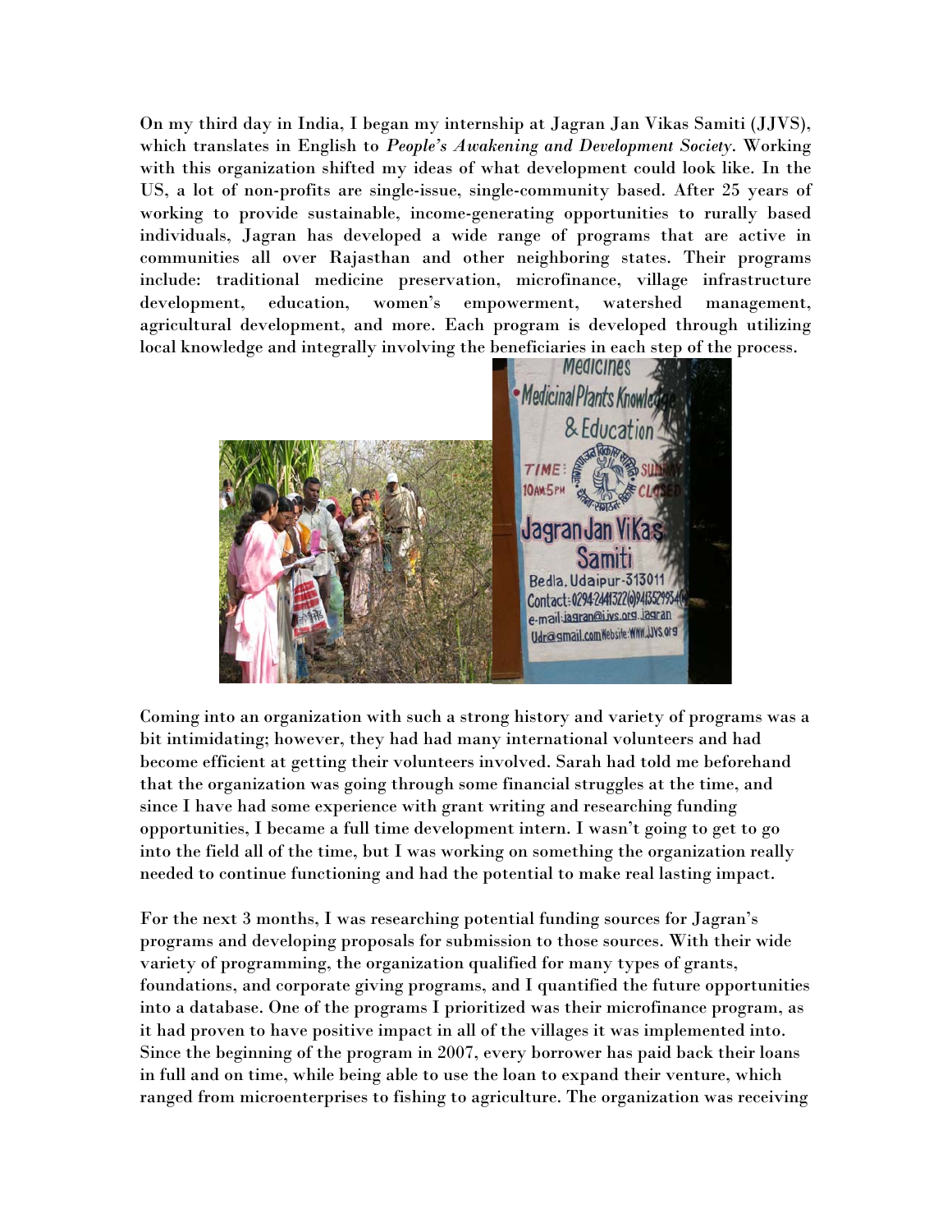On my third day in India, I began my internship at Jagran Jan Vikas Samiti (JJVS), which translates in English to *People's Awakening and Development Society*. Working with this organization shifted my ideas of what development could look like. In the US, a lot of non-profits are single-issue, single-community based. After 25 years of working to provide sustainable, income-generating opportunities to rurally based individuals, Jagran has developed a wide range of programs that are active in communities all over Rajasthan and other neighboring states. Their programs include: traditional medicine preservation, microfinance, village infrastructure development, education, women's empowerment, watershed management, agricultural development, and more. Each program is developed through utilizing local knowledge and integrally involving the beneficiaries in each step of the process.

Coming into an organization with such a strong history and variety of programs was a bit intimidating; however, they had had many international volunteers and had become efficient at getting their volunteers involved. Sarah had told me beforehand that the organization was going through some financial struggles at the time, and since I have had some experience with grant writing and researching funding opportunities, I became a full time development intern. I wasn't going to get to go into the field all of the time, but I was working on something the organization really needed to continue functioning and had the potential to make real lasting impact.

For the next 3 months, I was researching potential funding sources for Jagran's programs and developing proposals for submission to those sources. With their wide variety of programming, the organization qualified for many types of grants, foundations, and corporate giving programs, and I quantified the future opportunities into a database. One of the programs I prioritized was their microfinance program, as it had proven to have positive impact in all of the villages it was implemented into. Since the beginning of the program in 2007, every borrower has paid back their loans in full and on time, while being able to use the loan to expand their venture, which ranged from microenterprises to fishing to agriculture. The organization was receiving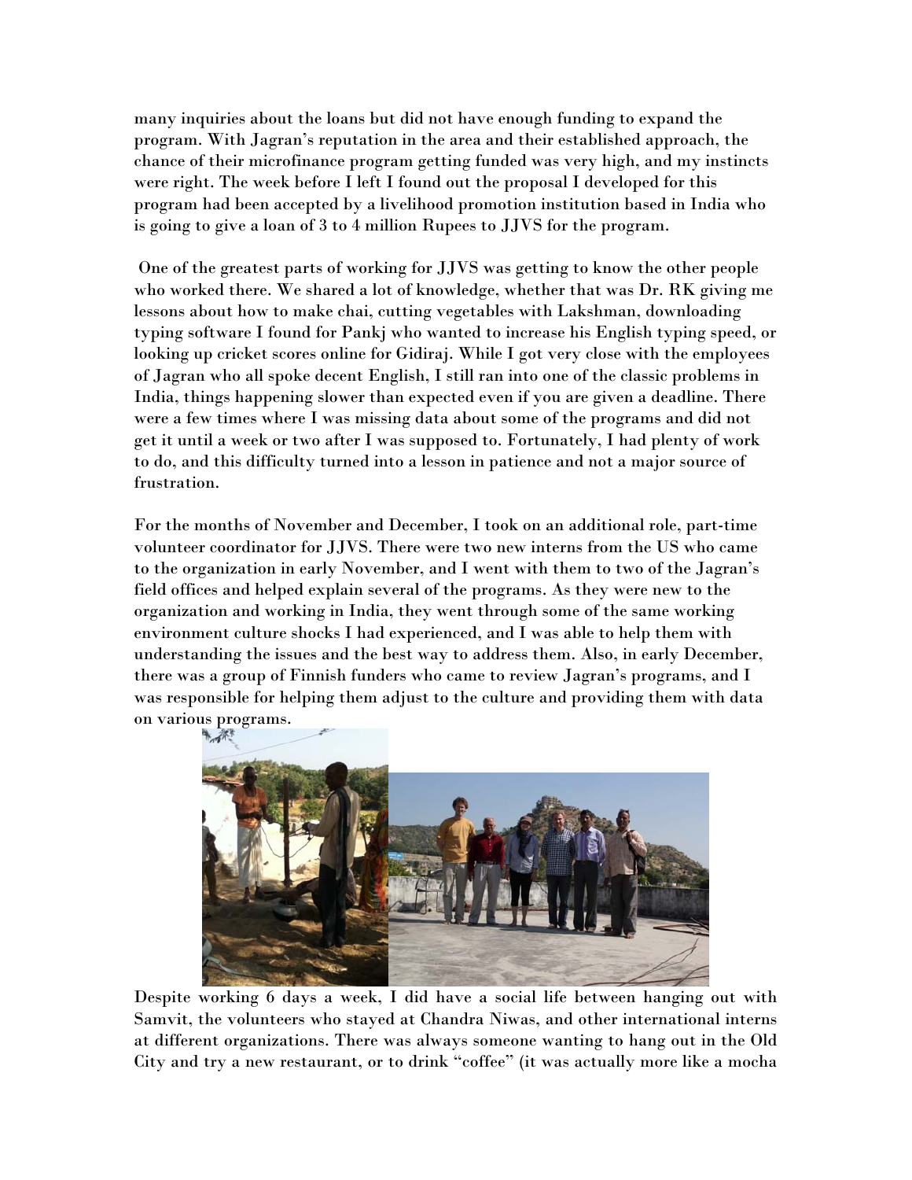many inquiries about the loans but did not have enough funding to expand the program. With Jagran's reputation in the area and their established approach, the chance of their microfinance program getting funded was very high, and my instincts were right. The week before I left I found out the proposal I developed for this program had been accepted by a livelihood promotion institution based in India who is going to give a loan of 3 to 4 million Rupees to JJVS for the program.

One of the greatest parts of working for JJVS was getting to know the other people who worked there. We shared a lot of knowledge, whether that was Dr. RK giving me lessons about how to make chai, cutting vegetables with Lakshman, downloading typing software I found for Pankj who wanted to increase his English typing speed, or looking up cricket scores online for Gidiraj. While I got very close with the employees of Jagran who all spoke decent English, I still ran into one of the classic problems in India, things happening slower than expected even if you are given a deadline. There were a few times where I was missing data about some of the programs and did not get it until a week or two after I was supposed to. Fortunately, I had plenty of work to do, and this difficulty turned into a lesson in patience and not a major source of frustration.

For the months of November and December, I took on an additional role, part-time volunteer coordinator for JJVS. There were two new interns from the US who came to the organization in early November, and I went with them to two of the Jagran's field offices and helped explain several of the programs. As they were new to the organization and working in India, they went through some of the same working environment culture shocks I had experienced, and I was able to help them with understanding the issues and the best way to address them. Also, in early December, there was a group of Finnish funders who came to review Jagran's programs, and I was responsible for helping them adjust to the culture and providing them with data on various programs.

Despite working 6 days a week, I did have a social life between hanging out with Samvit, the volunteers who stayed at Chandra Niwas, and other international interns at different organizations. There was always someone wanting to hang out in the Old City and try a new restaurant, or to drink "coffee" (it was actually more like a mocha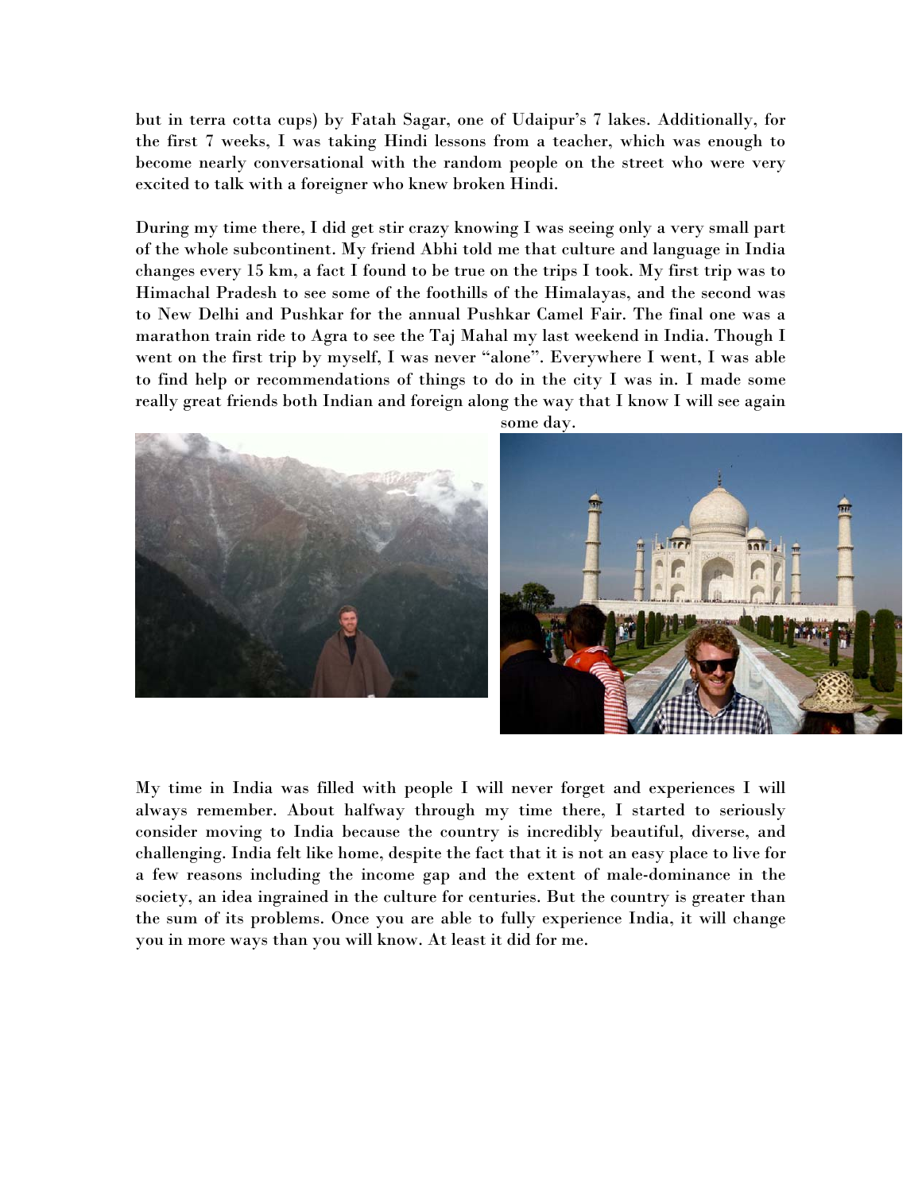but in terra cotta cups) by Fatah Sagar, one of Udaipur's 7 lakes. Additionally, for the first 7 weeks, I was taking Hindi lessons from a teacher, which was enough to become nearly conversational with the random people on the street who were very excited to talk with a foreigner who knew broken Hindi.

During my time there, I did get stir crazy knowing I was seeing only a very small part of the whole subcontinent. My friend Abhi told me that culture and language in India changes every 15 km, a fact I found to be true on the trips I took. My first trip was to Himachal Pradesh to see some of the foothills of the Himalayas, and the second was to New Delhi and Pushkar for the annual Pushkar Camel Fair. The final one was a marathon train ride to Agra to see the Taj Mahal my last weekend in India. Though I went on the first trip by myself, I was never "alone". Everywhere I went, I was able to find help or recommendations of things to do in the city I was in. I made some really great friends both Indian and foreign along the way that I know I will see again some day.

My time in India was filled with people I will never forget and experiences I will always remember. About halfway through my time there, I started to seriously consider moving to India because the country is incredibly beautiful, diverse, and challenging. India felt like home, despite the fact that it is not an easy place to live for a few reasons including the income gap and the extent of male-dominance in the society, an idea ingrained in the culture for centuries. But the country is greater than the sum of its problems. Once you are able to fully experience India, it will change you in more ways than you will know. At least it did for me.